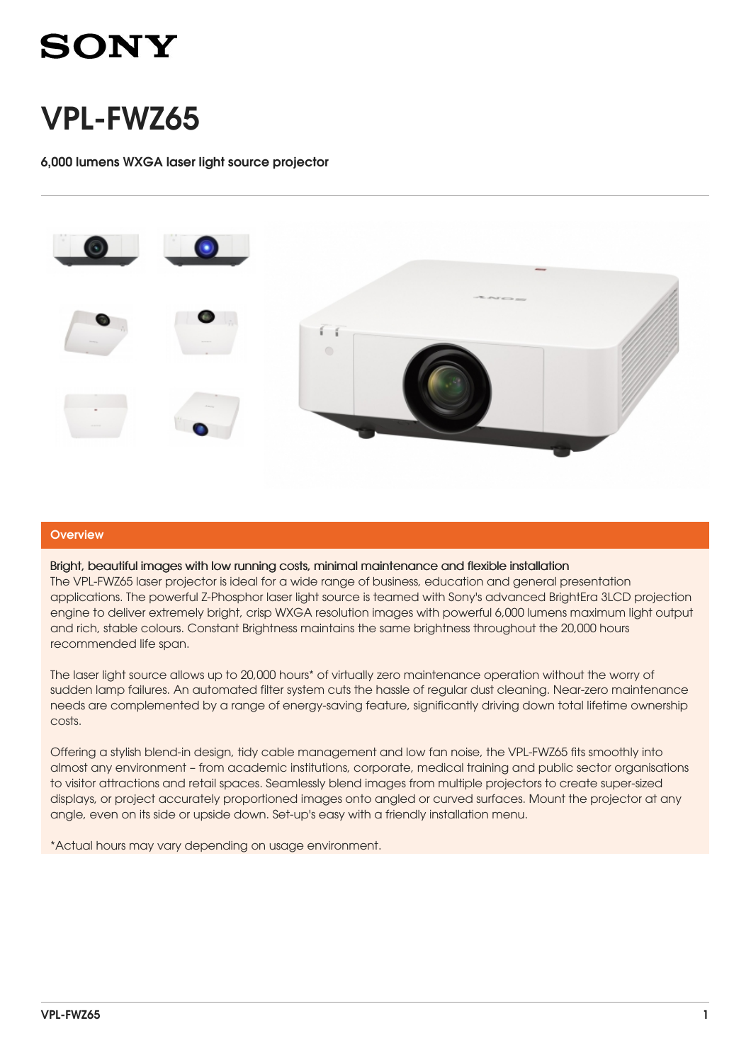# VPL-FWZ65

**6,000 lumens WXGA laser light source projector**

## Overview

**Bright, beautiful images with low running costs, minimal maintenance and flexible installation**

The VPL-FWZ65 laser projector is ideal for a wide range of business, education and general presentation applications. The powerful Z-Phosphor laser light source is teamed with Sony's advanced BrightEra 3LCD projection engine to deliver extremely bright, crisp WXGA resolution images with powerful 6,000 lumens maximum light output and rich, stable colours. Constant Brightness maintains the same brightness throughout the 20,000 hours recommended life span.

The laser light source allows up to 20,000 hours* of virtually zero maintenance operation without the worry of sudden lamp failures. An automated filter system cuts the hassle of regular dust cleaning. Near-zero maintenance needs are complemented by a range of energy-saving feature, significantly driving down total lifetime ownership costs.

Offering a stylish blend-in design, tidy cable management and low fan noise, the VPL-FWZ65 fits smoothly into almost any environment – from academic institutions, corporate, medical training and public sector organisations to visitor attractions and retail spaces. Seamlessly blend images from multiple projectors to create super-sized displays, or project accurately proportioned images onto angled or curved surfaces. Mount the projector at any angle, even on its side or upside down. Set-up's easy with a friendly installation menu.

*Actual hours may vary depending on usage environment.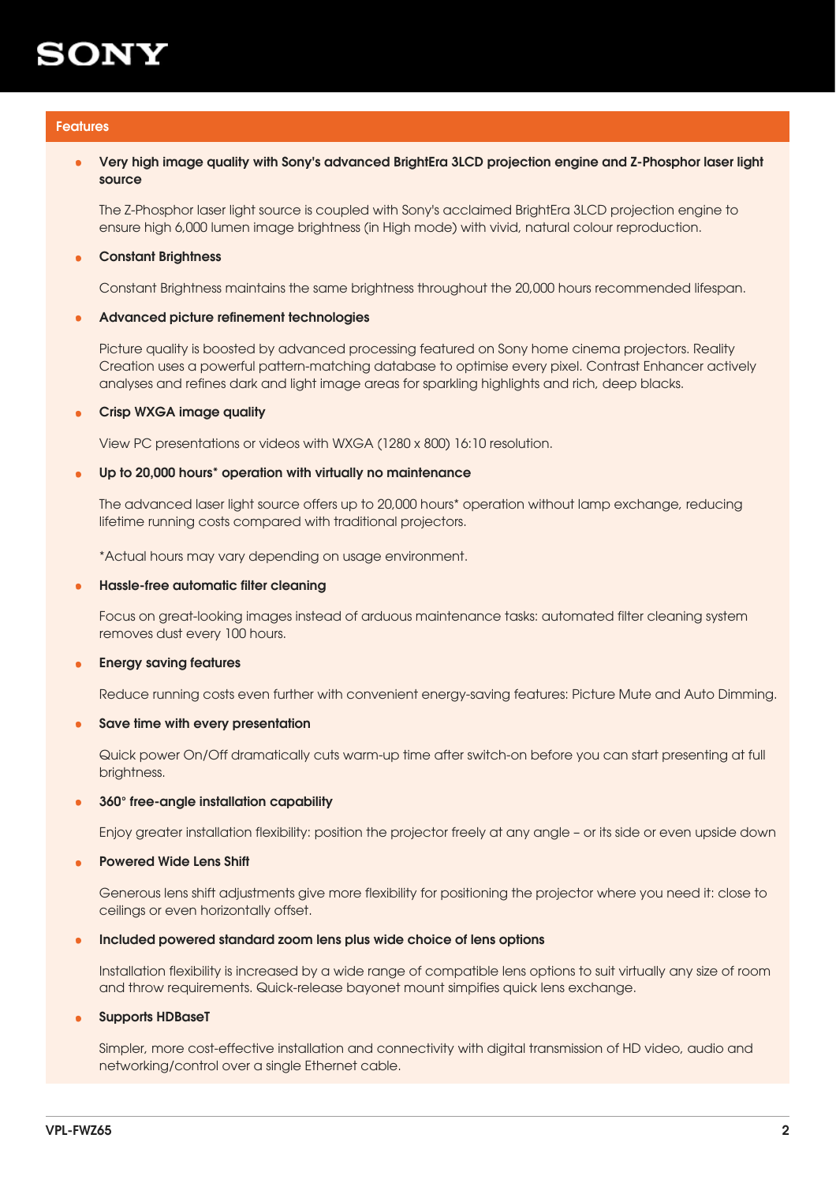## Features

- **Very high image quality with Sony's advanced BrightEra 3LCD projection engine and Z-Phosphor laser light source**

  The Z-Phosphor laser light source is coupled with Sony's acclaimed BrightEra 3LCD projection engine to ensure high 6,000 lumen image brightness (in High mode) with vivid, natural colour reproduction.

- **Constant Brightness**

  Constant Brightness maintains the same brightness throughout the 20,000 hours recommended lifespan.

- **Advanced picture refinement technologies**

  Picture quality is boosted by advanced processing featured on Sony home cinema projectors. Reality Creation uses a powerful pattern-matching database to optimise every pixel. Contrast Enhancer actively analyses and refines dark and light image areas for sparkling highlights and rich, deep blacks.

- **Crisp WXGA image quality**

  View PC presentations or videos with WXGA (1280 x 800) 16:10 resolution.

- **Up to 20,000 hours* operation with virtually no maintenance**

  The advanced laser light source offers up to 20,000 hours* operation without lamp exchange, reducing lifetime running costs compared with traditional projectors.

  *Actual hours may vary depending on usage environment.

- **Hassle-free automatic filter cleaning**

  Focus on great-looking images instead of arduous maintenance tasks: automated filter cleaning system removes dust every 100 hours.

- **Energy saving features**

  Reduce running costs even further with convenient energy-saving features: Picture Mute and Auto Dimming.

- **Save time with every presentation**

  Quick power On/Off dramatically cuts warm-up time after switch-on before you can start presenting at full brightness.

- **360° free-angle installation capability**

  Enjoy greater installation flexibility: position the projector freely at any angle – or its side or even upside down

- **Powered Wide Lens Shift**

  Generous lens shift adjustments give more flexibility for positioning the projector where you need it: close to ceilings or even horizontally offset.

- **Included powered standard zoom lens plus wide choice of lens options**

  Installation flexibility is increased by a wide range of compatible lens options to suit virtually any size of room and throw requirements. Quick-release bayonet mount simpifies quick lens exchange.

- **Supports HDBaseT**

  Simpler, more cost-effective installation and connectivity with digital transmission of HD video, audio and networking/control over a single Ethernet cable.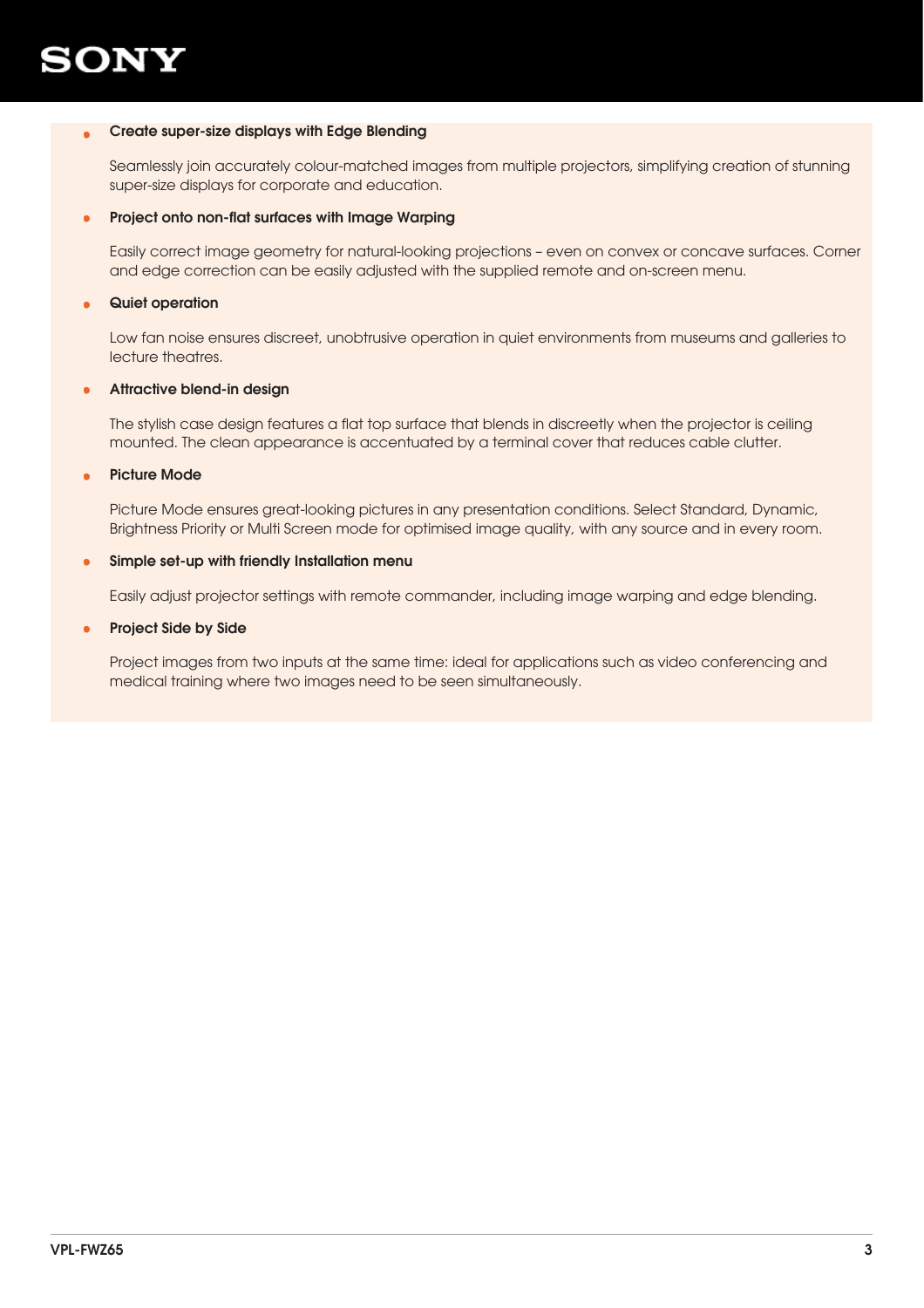- **Create super-size displays with Edge Blending**

  Seamlessly join accurately colour-matched images from multiple projectors, simplifying creation of stunning super-size displays for corporate and education.

- **Project onto non-flat surfaces with Image Warping**

  Easily correct image geometry for natural-looking projections – even on convex or concave surfaces. Corner and edge correction can be easily adjusted with the supplied remote and on-screen menu.

- **Quiet operation**

  Low fan noise ensures discreet, unobtrusive operation in quiet environments from museums and galleries to lecture theatres.

- **Attractive blend-in design**

  The stylish case design features a flat top surface that blends in discreetly when the projector is ceiling mounted. The clean appearance is accentuated by a terminal cover that reduces cable clutter.

- **Picture Mode**

  Picture Mode ensures great-looking pictures in any presentation conditions. Select Standard, Dynamic, Brightness Priority or Multi Screen mode for optimised image quality, with any source and in every room.

- **Simple set-up with friendly Installation menu**

  Easily adjust projector settings with remote commander, including image warping and edge blending.

- **Project Side by Side**

  Project images from two inputs at the same time: ideal for applications such as video conferencing and medical training where two images need to be seen simultaneously.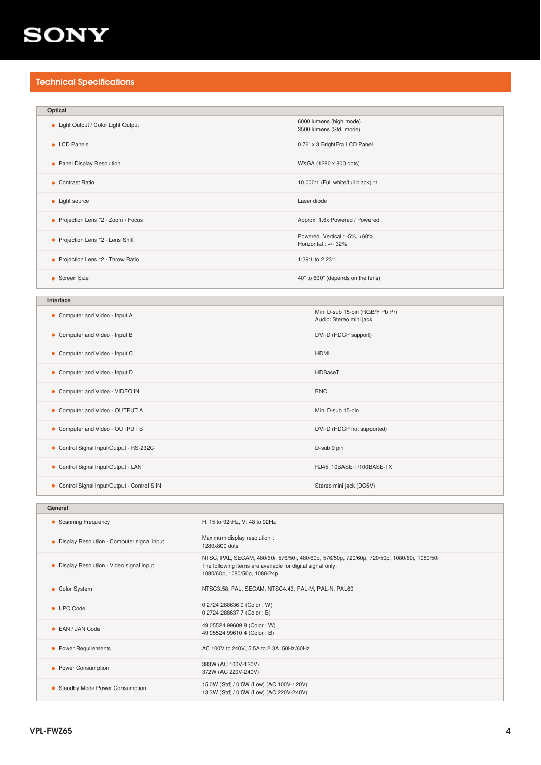## Technical Specifications

| Optical | |
|---|---|
| Light Output / Color Light Output | 6000 lumens (high mode)<br>3500 lumens (Std. mode) |
| LCD Panels | 0.76" x 3 BrightEra LCD Panel |
| Panel Display Resolution | WXGA (1280 x 800 dots) |
| Contrast Ratio | 10,000:1 (Full white/full black) *1 |
| Light source | Laser diode |
| Projection Lens *2 - Zoom / Focus | Approx. 1.6x Powered / Powered |
| Projection Lens *2 - Lens Shift | Powered, Vertical : -5%, +60%<br>Horizontal : +/- 32% |
| Projection Lens *2 - Throw Ratio | 1:39:1 to 2.23:1 |
| Screen Size | 40" to 600" (depends on the lens) |

| Interface | |
|---|---|
| Computer and Video - Input A | Mini D-sub 15-pin (RGB/Y Pb Pr)<br>Audio: Stereo mini jack |
| Computer and Video - Input B | DVI-D (HDCP support) |
| Computer and Video - Input C | HDMI |
| Computer and Video - Input D | HDBaseT |
| Computer and Video - VIDEO IN | BNC |
| Computer and Video - OUTPUT A | Mini D-sub 15-pin |
| Computer and Video - OUTPUT B | DVI-D (HDCP not supported) |
| Control Signal Input/Output - RS-232C | D-sub 9 pin |
| Control Signal Input/Output - LAN | RJ45, 10BASE-T/100BASE-TX |
| Control Signal Input/Output - Control S IN | Stereo mini jack (DC5V) |

| General | |
|---|---|
| Scanning Frequency | H: 15 to 92kHz, V: 48 to 92Hz |
| Display Resolution - Computer signal input | Maximum display resolution :<br>1280x800 dots |
| Display Resolution - Video signal input | NTSC, PAL, SECAM, 480/60i, 576/50i, 480/60p, 576/50p, 720/60p, 720/50p, 1080/60i, 1080/50i<br>The following items are available for digital signal only:<br>1080/60p, 1080/50p, 1080/24p |
| Color System | NTSC3.58, PAL, SECAM, NTSC4.43, PAL-M, PAL-N, PAL60 |
| UPC Code | 0 2724 288636 0 (Color : W)<br>0 2724 288637 7 (Color : B) |
| EAN / JAN Code | 49 05524 99609 8 (Color : W)<br>49 05524 99610 4 (Color : B) |
| Power Requirements | AC 100V to 240V, 5.5A to 2.3A, 50Hz/60Hz |
| Power Consumption | 383W (AC 100V-120V)<br>372W (AC 220V-240V) |
| Standby Mode Power Consumption | 15.0W (Std) / 0.5W (Low) (AC 100V-120V)<br>13.3W (Std) / 0.5W (Low) (AC 220V-240V) |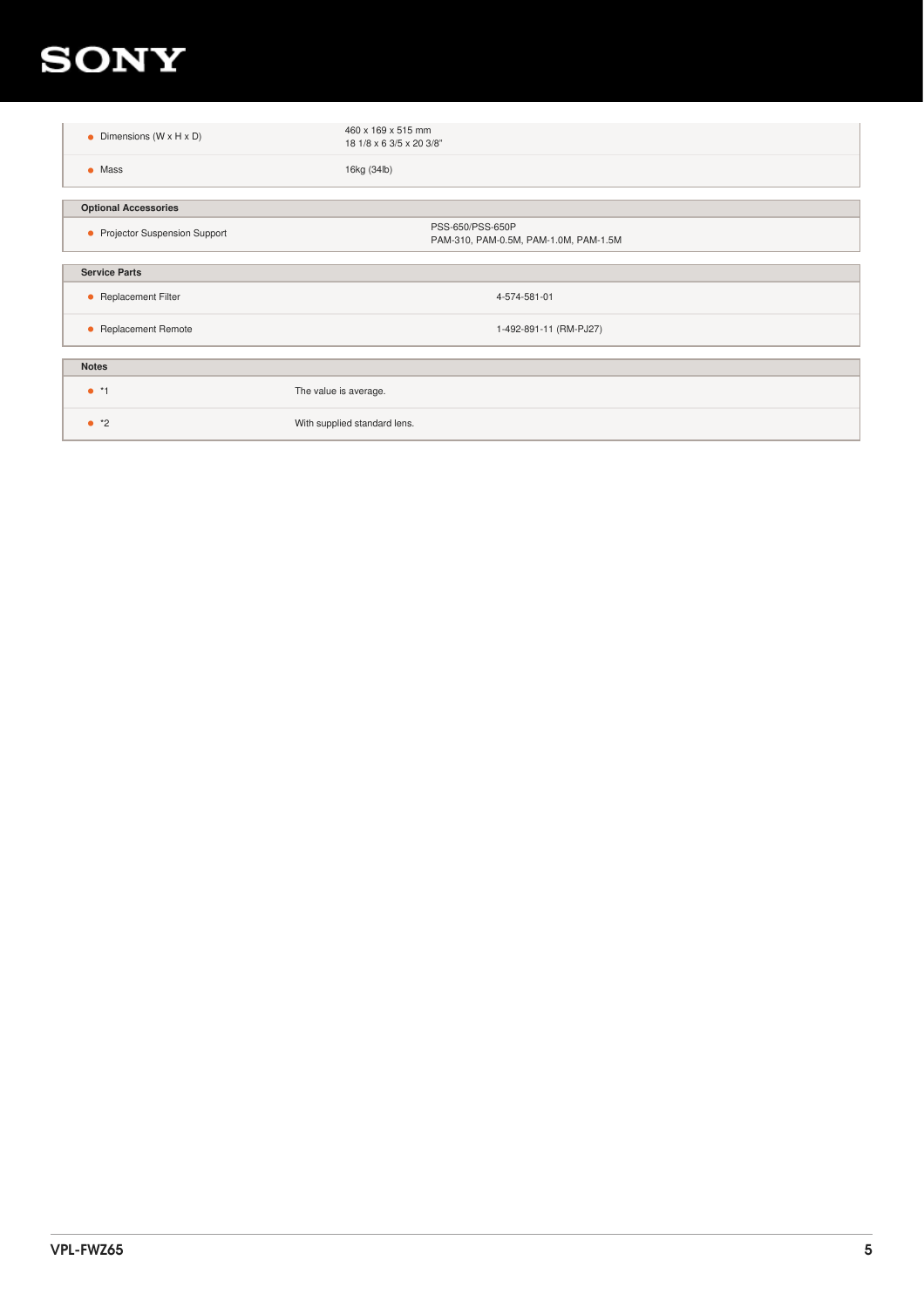| | |
|---|---|
| Dimensions (W x H x D) | 460 x 169 x 515 mm<br>18 1/8 x 6 3/5 x 20 3/8" |
| Mass | 16kg (34lb) |

| Optional Accessories | |
|---|---|
| Projector Suspension Support | PSS-650/PSS-650P<br>PAM-310, PAM-0.5M, PAM-1.0M, PAM-1.5M |

| Service Parts | |
|---|---|
| Replacement Filter | 4-574-581-01 |
| Replacement Remote | 1-492-891-11 (RM-PJ27) |

| Notes | |
|---|---|
| *1 | The value is average. |
| *2 | With supplied standard lens. |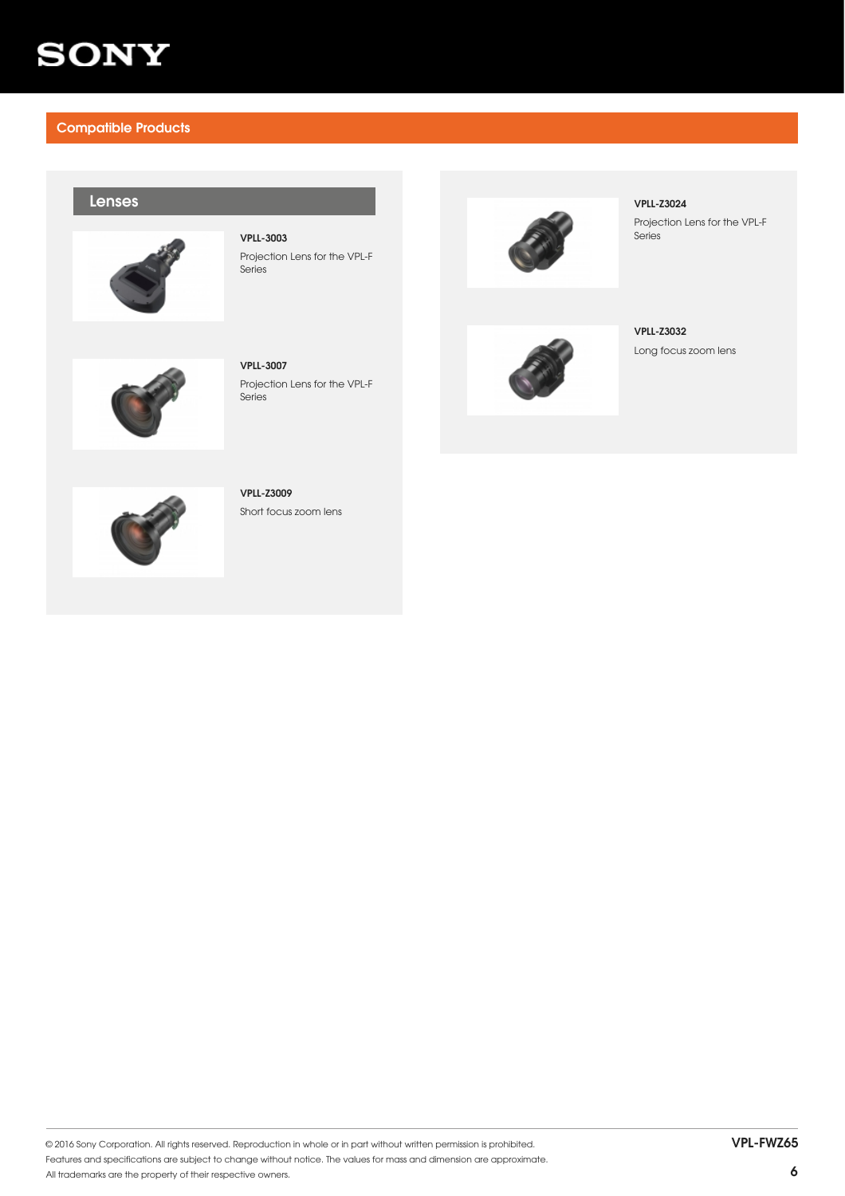## Compatible Products

### Lenses

**VPLL-3003**

Projection Lens for the VPL-F Series

**VPLL-3007**

Projection Lens for the VPL-F Series

**VPLL-Z3009**

Short focus zoom lens

**VPLL-Z3024**

Projection Lens for the VPL-F Series

**VPLL-Z3032**

Long focus zoom lens

© 2016 Sony Corporation. All rights reserved. Reproduction in whole or in part without written permission is prohibited.
Features and specifications are subject to change without notice. The values for mass and dimension are approximate.
All trademarks are the property of their respective owners.